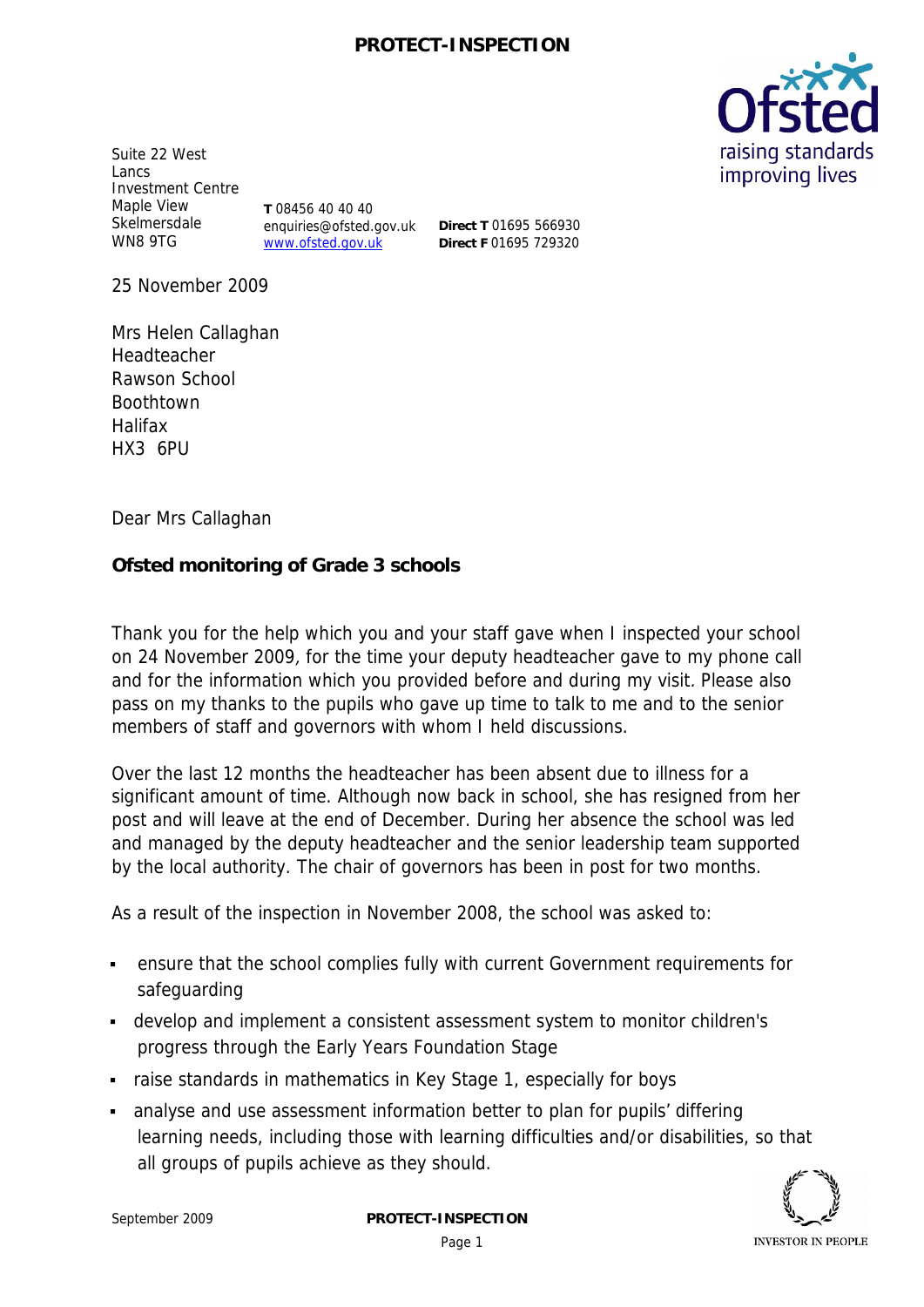Suite 22 West Lancs Investment Centre
Maple View
Skelmersdale
WN8 9TG

**T** 08456 40 40 40
enquiries@ofsted.gov.uk
www.ofsted.gov.uk

**Direct T** 01695 566930
**Direct F** 01695 729320

25 November 2009

Mrs Helen Callaghan
Headteacher
Rawson School
Boothtown
Halifax
HX3 6PU

Dear Mrs Callaghan

**Ofsted monitoring of Grade 3 schools**

Thank you for the help which you and your staff gave when I inspected your school on 24 November 2009, for the time your deputy headteacher gave to my phone call and for the information which you provided before and during my visit. Please also pass on my thanks to the pupils who gave up time to talk to me and to the senior members of staff and governors with whom I held discussions.

Over the last 12 months the headteacher has been absent due to illness for a significant amount of time. Although now back in school, she has resigned from her post and will leave at the end of December. During her absence the school was led and managed by the deputy headteacher and the senior leadership team supported by the local authority. The chair of governors has been in post for two months.

As a result of the inspection in November 2008, the school was asked to:

- ensure that the school complies fully with current Government requirements for safeguarding
- develop and implement a consistent assessment system to monitor children's progress through the Early Years Foundation Stage
- raise standards in mathematics in Key Stage 1, especially for boys
- analyse and use assessment information better to plan for pupils' differing learning needs, including those with learning difficulties and/or disabilities, so that all groups of pupils achieve as they should.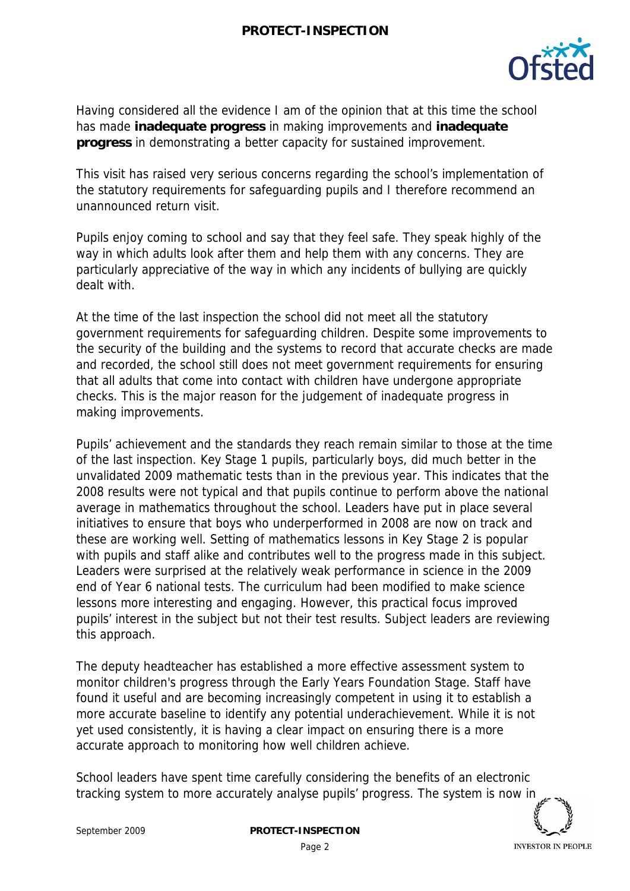Having considered all the evidence I am of the opinion that at this time the school has made **inadequate progress** in making improvements and **inadequate progress** in demonstrating a better capacity for sustained improvement.

This visit has raised very serious concerns regarding the school's implementation of the statutory requirements for safeguarding pupils and I therefore recommend an unannounced return visit.

Pupils enjoy coming to school and say that they feel safe. They speak highly of the way in which adults look after them and help them with any concerns. They are particularly appreciative of the way in which any incidents of bullying are quickly dealt with.

At the time of the last inspection the school did not meet all the statutory government requirements for safeguarding children. Despite some improvements to the security of the building and the systems to record that accurate checks are made and recorded, the school still does not meet government requirements for ensuring that all adults that come into contact with children have undergone appropriate checks. This is the major reason for the judgement of inadequate progress in making improvements.

Pupils' achievement and the standards they reach remain similar to those at the time of the last inspection. Key Stage 1 pupils, particularly boys, did much better in the unvalidated 2009 mathematic tests than in the previous year. This indicates that the 2008 results were not typical and that pupils continue to perform above the national average in mathematics throughout the school. Leaders have put in place several initiatives to ensure that boys who underperformed in 2008 are now on track and these are working well. Setting of mathematics lessons in Key Stage 2 is popular with pupils and staff alike and contributes well to the progress made in this subject. Leaders were surprised at the relatively weak performance in science in the 2009 end of Year 6 national tests. The curriculum had been modified to make science lessons more interesting and engaging. However, this practical focus improved pupils' interest in the subject but not their test results. Subject leaders are reviewing this approach.

The deputy headteacher has established a more effective assessment system to monitor children's progress through the Early Years Foundation Stage. Staff have found it useful and are becoming increasingly competent in using it to establish a more accurate baseline to identify any potential underachievement. While it is not yet used consistently, it is having a clear impact on ensuring there is a more accurate approach to monitoring how well children achieve.

School leaders have spent time carefully considering the benefits of an electronic tracking system to more accurately analyse pupils' progress. The system is now in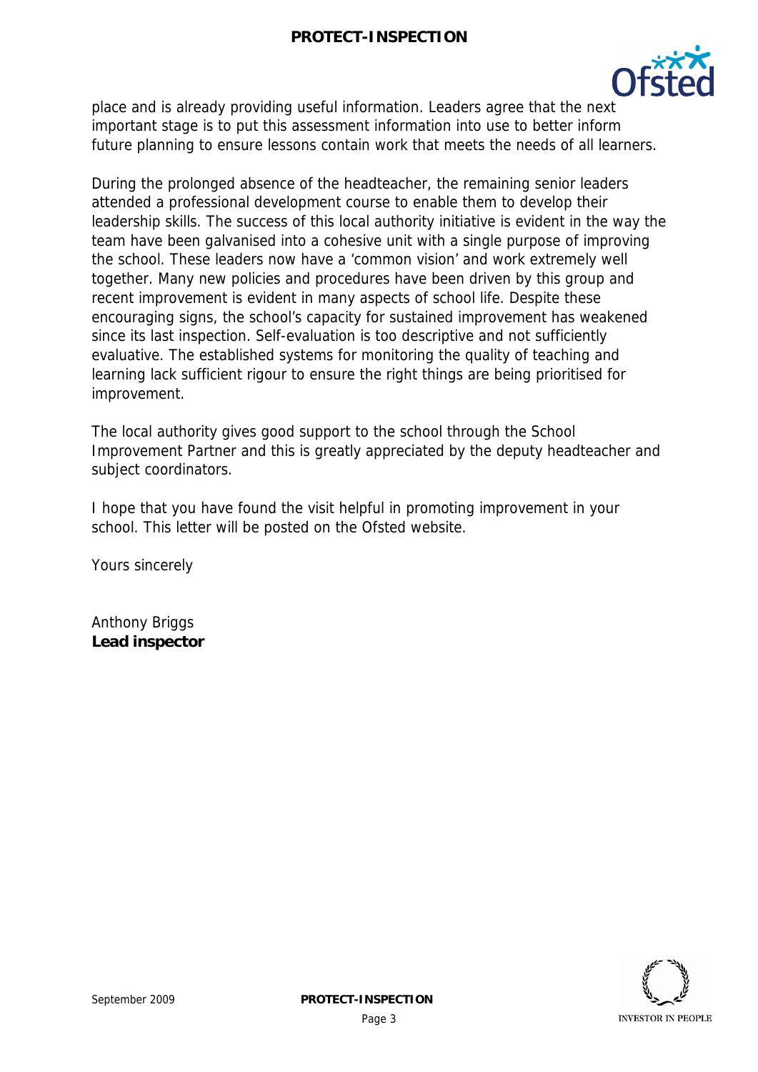place and is already providing useful information. Leaders agree that the next important stage is to put this assessment information into use to better inform future planning to ensure lessons contain work that meets the needs of all learners.

During the prolonged absence of the headteacher, the remaining senior leaders attended a professional development course to enable them to develop their leadership skills. The success of this local authority initiative is evident in the way the team have been galvanised into a cohesive unit with a single purpose of improving the school. These leaders now have a 'common vision' and work extremely well together. Many new policies and procedures have been driven by this group and recent improvement is evident in many aspects of school life. Despite these encouraging signs, the school's capacity for sustained improvement has weakened since its last inspection. Self-evaluation is too descriptive and not sufficiently evaluative. The established systems for monitoring the quality of teaching and learning lack sufficient rigour to ensure the right things are being prioritised for improvement.

The local authority gives good support to the school through the School Improvement Partner and this is greatly appreciated by the deputy headteacher and subject coordinators.

I hope that you have found the visit helpful in promoting improvement in your school. This letter will be posted on the Ofsted website.

Yours sincerely

Anthony Briggs  
**Lead inspector**